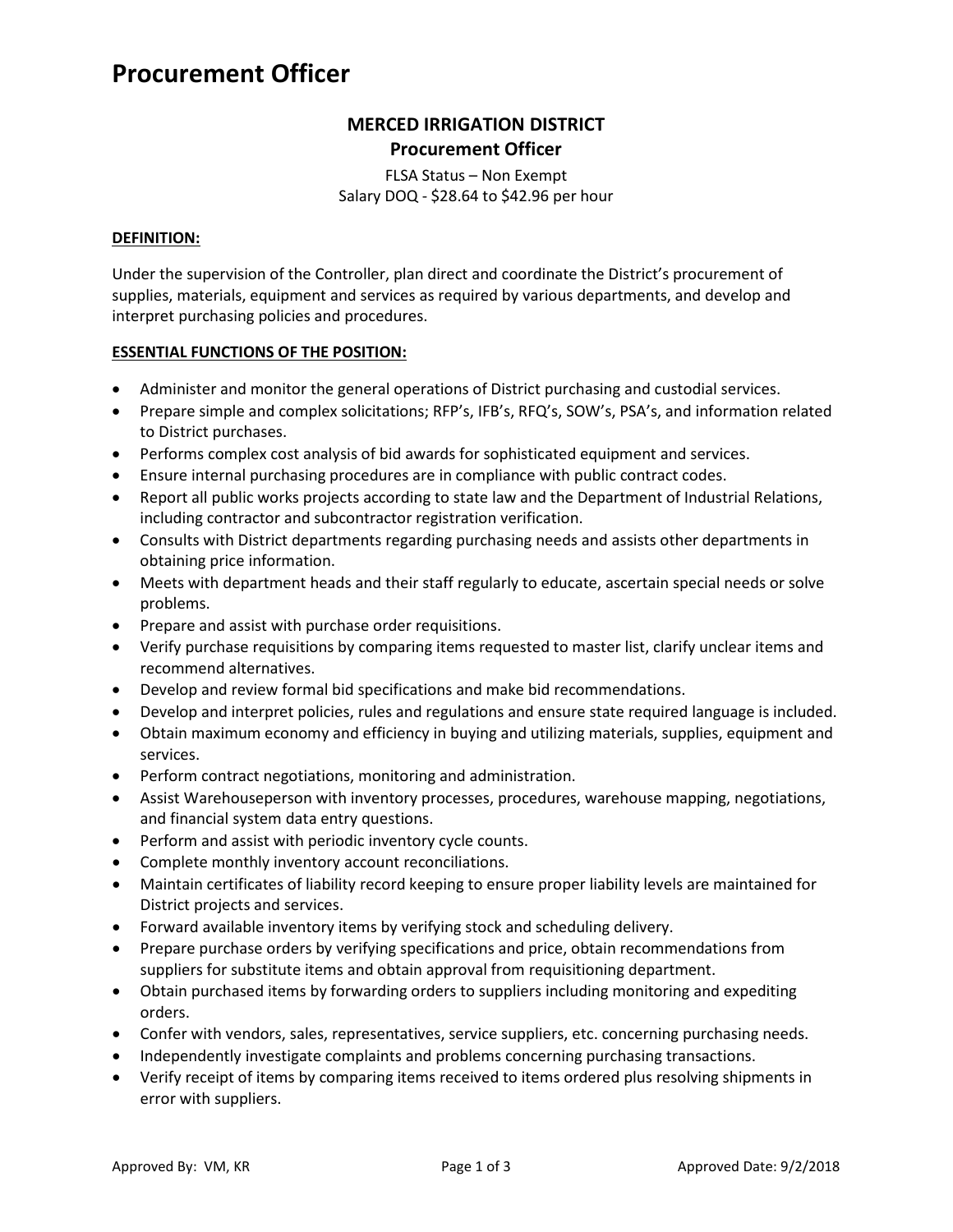# Procurement Officer

## MERCED IRRIGATION DISTRICT

## Procurement Officer

FLSA Status – Non Exempt

Salary DOQ - $28.64 to $42.96 per hour

**DEFINITION:**

Under the supervision of the Controller, plan direct and coordinate the District's procurement of supplies, materials, equipment and services as required by various departments, and develop and interpret purchasing policies and procedures.

**ESSENTIAL FUNCTIONS OF THE POSITION:**

- Administer and monitor the general operations of District purchasing and custodial services.
- Prepare simple and complex solicitations; RFP's, IFB's, RFQ's, SOW's, PSA's, and information related to District purchases.
- Performs complex cost analysis of bid awards for sophisticated equipment and services.
- Ensure internal purchasing procedures are in compliance with public contract codes.
- Report all public works projects according to state law and the Department of Industrial Relations, including contractor and subcontractor registration verification.
- Consults with District departments regarding purchasing needs and assists other departments in obtaining price information.
- Meets with department heads and their staff regularly to educate, ascertain special needs or solve problems.
- Prepare and assist with purchase order requisitions.
- Verify purchase requisitions by comparing items requested to master list, clarify unclear items and recommend alternatives.
- Develop and review formal bid specifications and make bid recommendations.
- Develop and interpret policies, rules and regulations and ensure state required language is included.
- Obtain maximum economy and efficiency in buying and utilizing materials, supplies, equipment and services.
- Perform contract negotiations, monitoring and administration.
- Assist Warehouseperson with inventory processes, procedures, warehouse mapping, negotiations, and financial system data entry questions.
- Perform and assist with periodic inventory cycle counts.
- Complete monthly inventory account reconciliations.
- Maintain certificates of liability record keeping to ensure proper liability levels are maintained for District projects and services.
- Forward available inventory items by verifying stock and scheduling delivery.
- Prepare purchase orders by verifying specifications and price, obtain recommendations from suppliers for substitute items and obtain approval from requisitioning department.
- Obtain purchased items by forwarding orders to suppliers including monitoring and expediting orders.
- Confer with vendors, sales, representatives, service suppliers, etc. concerning purchasing needs.
- Independently investigate complaints and problems concerning purchasing transactions.
- Verify receipt of items by comparing items received to items ordered plus resolving shipments in error with suppliers.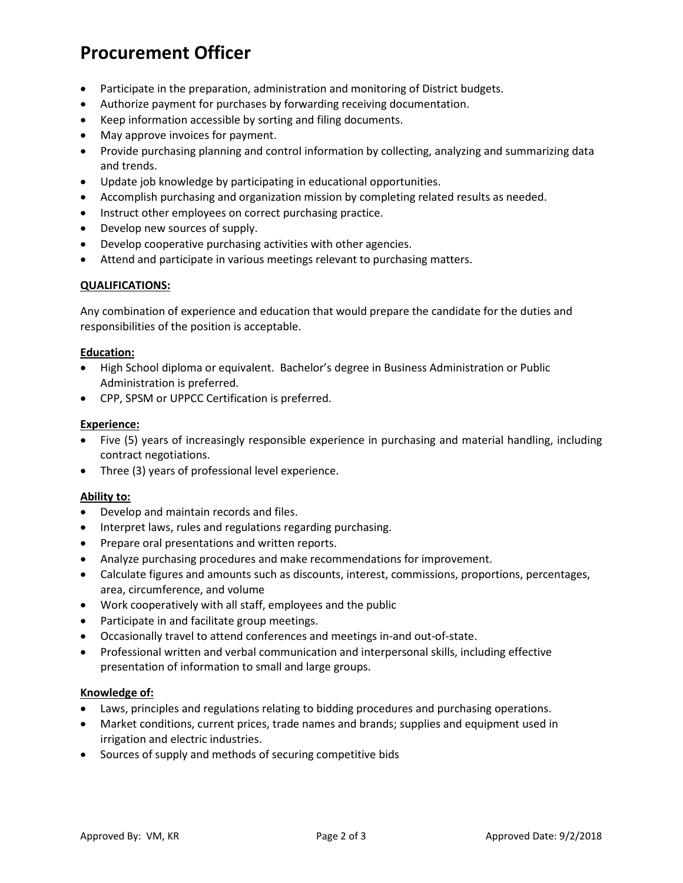# Procurement Officer

- Participate in the preparation, administration and monitoring of District budgets.
- Authorize payment for purchases by forwarding receiving documentation.
- Keep information accessible by sorting and filing documents.
- May approve invoices for payment.
- Provide purchasing planning and control information by collecting, analyzing and summarizing data and trends.
- Update job knowledge by participating in educational opportunities.
- Accomplish purchasing and organization mission by completing related results as needed.
- Instruct other employees on correct purchasing practice.
- Develop new sources of supply.
- Develop cooperative purchasing activities with other agencies.
- Attend and participate in various meetings relevant to purchasing matters.

**QUALIFICATIONS:**

Any combination of experience and education that would prepare the candidate for the duties and responsibilities of the position is acceptable.

**Education:**

- High School diploma or equivalent. Bachelor's degree in Business Administration or Public Administration is preferred.
- CPP, SPSM or UPPCC Certification is preferred.

**Experience:**

- Five (5) years of increasingly responsible experience in purchasing and material handling, including contract negotiations.
- Three (3) years of professional level experience.

**Ability to:**

- Develop and maintain records and files.
- Interpret laws, rules and regulations regarding purchasing.
- Prepare oral presentations and written reports.
- Analyze purchasing procedures and make recommendations for improvement.
- Calculate figures and amounts such as discounts, interest, commissions, proportions, percentages, area, circumference, and volume
- Work cooperatively with all staff, employees and the public
- Participate in and facilitate group meetings.
- Occasionally travel to attend conferences and meetings in-and out-of-state.
- Professional written and verbal communication and interpersonal skills, including effective presentation of information to small and large groups.

**Knowledge of:**

- Laws, principles and regulations relating to bidding procedures and purchasing operations.
- Market conditions, current prices, trade names and brands; supplies and equipment used in irrigation and electric industries.
- Sources of supply and methods of securing competitive bids

Approved By: VM, KR | Approved Date: 9/2/2018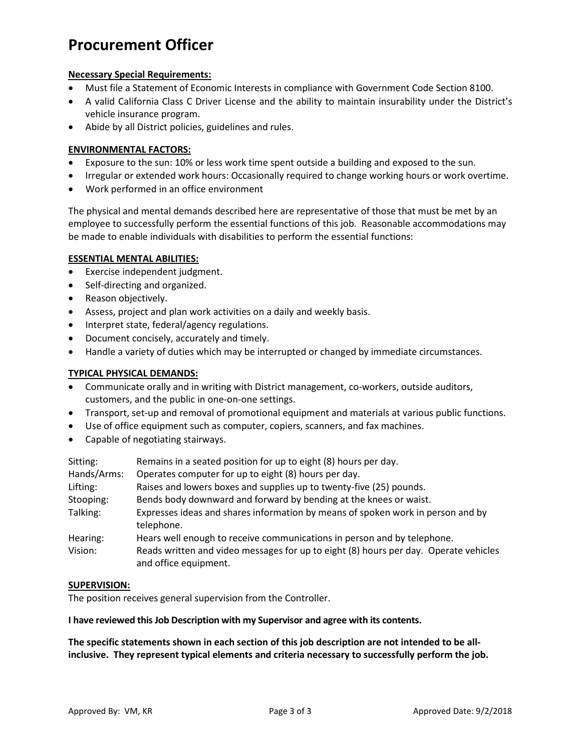# Procurement Officer

**Necessary Special Requirements:**

- Must file a Statement of Economic Interests in compliance with Government Code Section 8100.
- A valid California Class C Driver License and the ability to maintain insurability under the District's vehicle insurance program.
- Abide by all District policies, guidelines and rules.

**ENVIRONMENTAL FACTORS:**

- Exposure to the sun: 10% or less work time spent outside a building and exposed to the sun.
- Irregular or extended work hours: Occasionally required to change working hours or work overtime.
- Work performed in an office environment

The physical and mental demands described here are representative of those that must be met by an employee to successfully perform the essential functions of this job. Reasonable accommodations may be made to enable individuals with disabilities to perform the essential functions:

**ESSENTIAL MENTAL ABILITIES:**

- Exercise independent judgment.
- Self-directing and organized.
- Reason objectively.
- Assess, project and plan work activities on a daily and weekly basis.
- Interpret state, federal/agency regulations.
- Document concisely, accurately and timely.
- Handle a variety of duties which may be interrupted or changed by immediate circumstances.

**TYPICAL PHYSICAL DEMANDS:**

- Communicate orally and in writing with District management, co-workers, outside auditors, customers, and the public in one-on-one settings.
- Transport, set-up and removal of promotional equipment and materials at various public functions.
- Use of office equipment such as computer, copiers, scanners, and fax machines.
- Capable of negotiating stairways.

| | |
|---|---|
| Sitting: | Remains in a seated position for up to eight (8) hours per day. |
| Hands/Arms: | Operates computer for up to eight (8) hours per day. |
| Lifting: | Raises and lowers boxes and supplies up to twenty-five (25) pounds. |
| Stooping: | Bends body downward and forward by bending at the knees or waist. |
| Talking: | Expresses ideas and shares information by means of spoken work in person and by telephone. |
| Hearing: | Hears well enough to receive communications in person and by telephone. |
| Vision: | Reads written and video messages for up to eight (8) hours per day. Operate vehicles and office equipment. |

**SUPERVISION:**

The position receives general supervision from the Controller.

**I have reviewed this Job Description with my Supervisor and agree with its contents.**

**The specific statements shown in each section of this job description are not intended to be all-inclusive. They represent typical elements and criteria necessary to successfully perform the job.**

Approved By: VM, KR

Approved Date: 9/2/2018